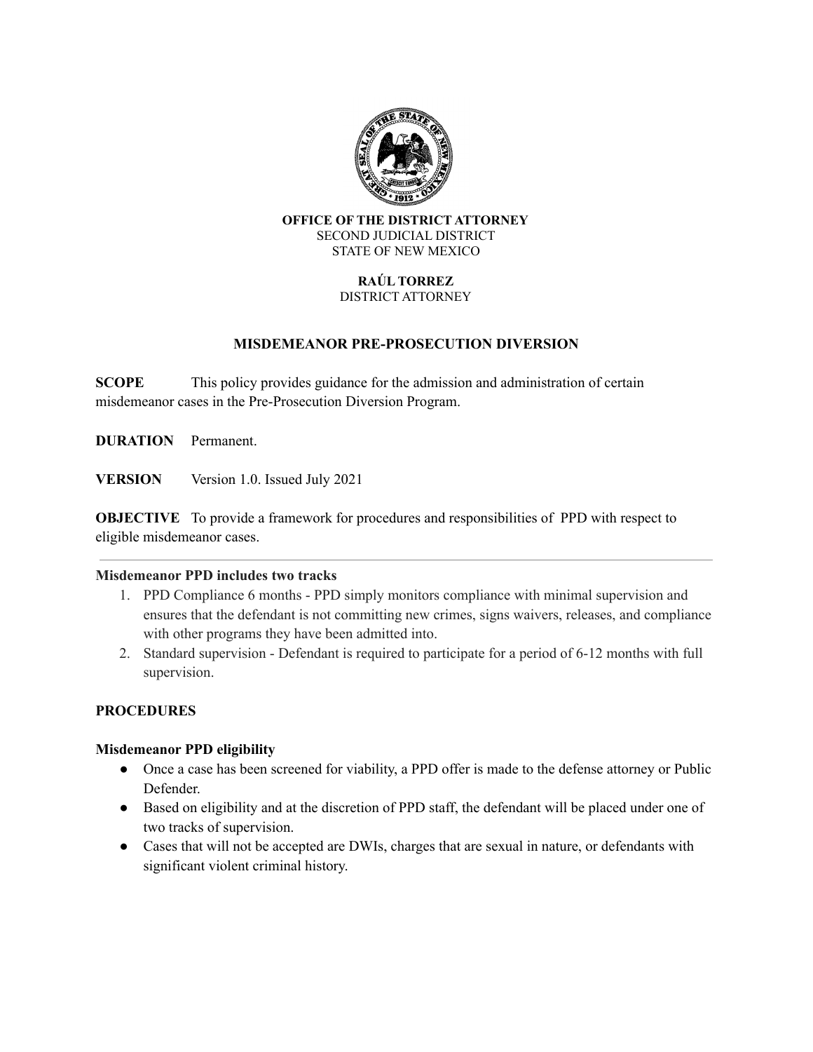**OFFICE OF THE DISTRICT ATTORNEY**
SECOND JUDICIAL DISTRICT
STATE OF NEW MEXICO

**RAÚL TORREZ**
DISTRICT ATTORNEY

# MISDEMEANOR PRE-PROSECUTION DIVERSION

**SCOPE** This policy provides guidance for the admission and administration of certain misdemeanor cases in the Pre-Prosecution Diversion Program.

**DURATION** Permanent.

**VERSION** Version 1.0. Issued July 2021

**OBJECTIVE** To provide a framework for procedures and responsibilities of PPD with respect to eligible misdemeanor cases.

---

### Misdemeanor PPD includes two tracks

1. PPD Compliance 6 months - PPD simply monitors compliance with minimal supervision and ensures that the defendant is not committing new crimes, signs waivers, releases, and compliance with other programs they have been admitted into.
2. Standard supervision - Defendant is required to participate for a period of 6-12 months with full supervision.

## PROCEDURES

### Misdemeanor PPD eligibility

- Once a case has been screened for viability, a PPD offer is made to the defense attorney or Public Defender.
- Based on eligibility and at the discretion of PPD staff, the defendant will be placed under one of two tracks of supervision.
- Cases that will not be accepted are DWIs, charges that are sexual in nature, or defendants with significant violent criminal history.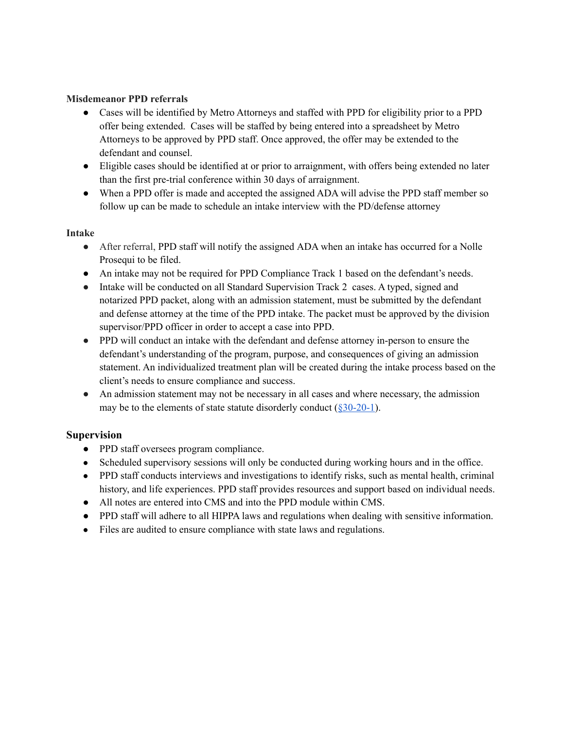**Misdemeanor PPD referrals**

- Cases will be identified by Metro Attorneys and staffed with PPD for eligibility prior to a PPD offer being extended. Cases will be staffed by being entered into a spreadsheet by Metro Attorneys to be approved by PPD staff. Once approved, the offer may be extended to the defendant and counsel.
- Eligible cases should be identified at or prior to arraignment, with offers being extended no later than the first pre-trial conference within 30 days of arraignment.
- When a PPD offer is made and accepted the assigned ADA will advise the PPD staff member so follow up can be made to schedule an intake interview with the PD/defense attorney

**Intake**

- After referral, PPD staff will notify the assigned ADA when an intake has occurred for a Nolle Prosequi to be filed.
- An intake may not be required for PPD Compliance Track 1 based on the defendant's needs.
- Intake will be conducted on all Standard Supervision Track 2 cases. A typed, signed and notarized PPD packet, along with an admission statement, must be submitted by the defendant and defense attorney at the time of the PPD intake. The packet must be approved by the division supervisor/PPD officer in order to accept a case into PPD.
- PPD will conduct an intake with the defendant and defense attorney in-person to ensure the defendant's understanding of the program, purpose, and consequences of giving an admission statement. An individualized treatment plan will be created during the intake process based on the client's needs to ensure compliance and success.
- An admission statement may not be necessary in all cases and where necessary, the admission may be to the elements of state statute disorderly conduct (§30-20-1).

## Supervision

- PPD staff oversees program compliance.
- Scheduled supervisory sessions will only be conducted during working hours and in the office.
- PPD staff conducts interviews and investigations to identify risks, such as mental health, criminal history, and life experiences. PPD staff provides resources and support based on individual needs.
- All notes are entered into CMS and into the PPD module within CMS.
- PPD staff will adhere to all HIPPA laws and regulations when dealing with sensitive information.
- Files are audited to ensure compliance with state laws and regulations.